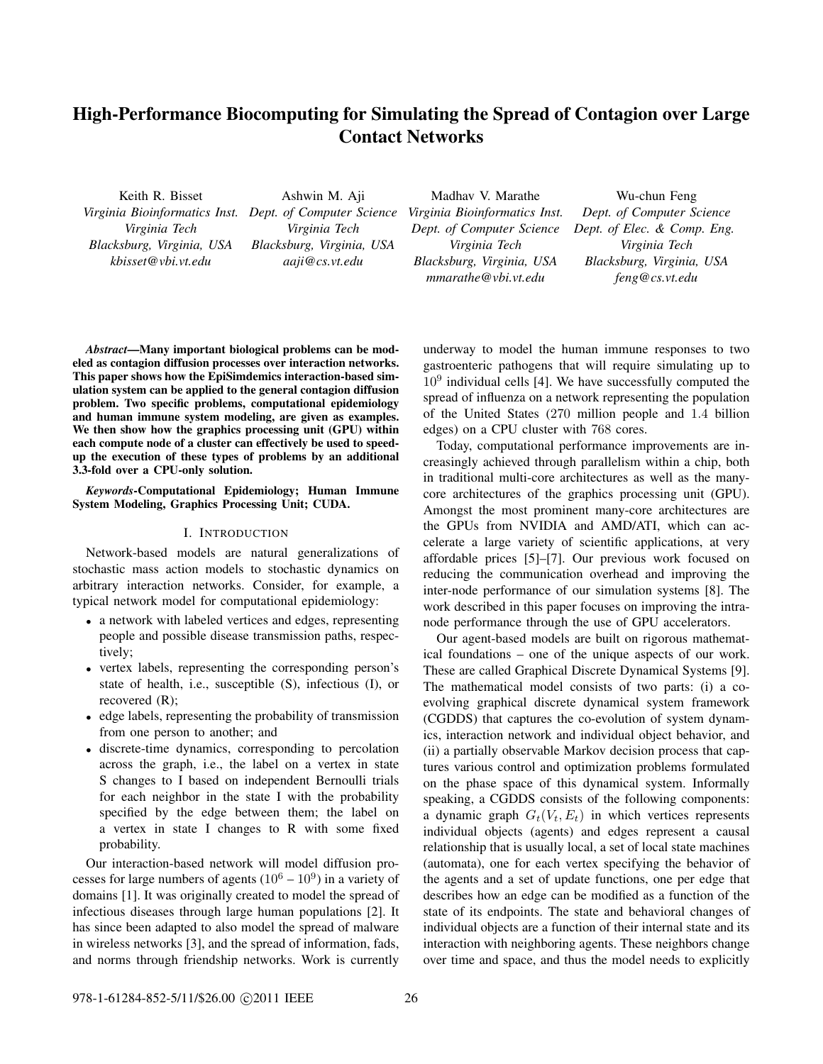# High-Performance Biocomputing for Simulating the Spread of Contagion over Large Contact Networks

Keith R. Bisset
*Virginia Bioinformatics Inst.*
*Virginia Tech*
*Blacksburg, Virginia, USA*
*kbisset@vbi.vt.edu*

Ashwin M. Aji
*Dept. of Computer Science*
*Virginia Tech*
*Blacksburg, Virginia, USA*
*aaji@cs.vt.edu*

Madhav V. Marathe
*Virginia Bioinformatics Inst.*
*Dept. of Computer Science*
*Virginia Tech*
*Blacksburg, Virginia, USA*
*mmarathe@vbi.vt.edu*

Wu-chun Feng
*Dept. of Computer Science*
*Dept. of Elec. & Comp. Eng.*
*Virginia Tech*
*Blacksburg, Virginia, USA*
*feng@cs.vt.edu*

***Abstract*—Many important biological problems can be modeled as contagion diffusion processes over interaction networks. This paper shows how the EpiSimdemics interaction-based simulation system can be applied to the general contagion diffusion problem. Two specific problems, computational epidemiology and human immune system modeling, are given as examples. We then show how the graphics processing unit (GPU) within each compute node of a cluster can effectively be used to speed-up the execution of these types of problems by an additional 3.3-fold over a CPU-only solution.**

***Keywords*-Computational Epidemiology; Human Immune System Modeling, Graphics Processing Unit; CUDA.**

## I. Introduction

Network-based models are natural generalizations of stochastic mass action models to stochastic dynamics on arbitrary interaction networks. Consider, for example, a typical network model for computational epidemiology:

- a network with labeled vertices and edges, representing people and possible disease transmission paths, respectively;
- vertex labels, representing the corresponding person's state of health, i.e., susceptible (S), infectious (I), or recovered (R);
- edge labels, representing the probability of transmission from one person to another; and
- discrete-time dynamics, corresponding to percolation across the graph, i.e., the label on a vertex in state S changes to I based on independent Bernoulli trials for each neighbor in the state I with the probability specified by the edge between them; the label on a vertex in state I changes to R with some fixed probability.

Our interaction-based network will model diffusion processes for large numbers of agents ($10^6$ – $10^9$) in a variety of domains [1]. It was originally created to model the spread of infectious diseases through large human populations [2]. It has since been adapted to also model the spread of malware in wireless networks [3], and the spread of information, fads, and norms through friendship networks. Work is currently underway to model the human immune responses to two gastroenteric pathogens that will require simulating up to $10^9$ individual cells [4]. We have successfully computed the spread of influenza on a network representing the population of the United States (270 million people and 1.4 billion edges) on a CPU cluster with 768 cores.

Today, computational performance improvements are increasingly achieved through parallelism within a chip, both in traditional multi-core architectures as well as the many-core architectures of the graphics processing unit (GPU). Amongst the most prominent many-core architectures are the GPUs from NVIDIA and AMD/ATI, which can accelerate a large variety of scientific applications, at very affordable prices [5]–[7]. Our previous work focused on reducing the communication overhead and improving the inter-node performance of our simulation systems [8]. The work described in this paper focuses on improving the intra-node performance through the use of GPU accelerators.

Our agent-based models are built on rigorous mathematical foundations – one of the unique aspects of our work. These are called Graphical Discrete Dynamical Systems [9]. The mathematical model consists of two parts: (i) a co-evolving graphical discrete dynamical system framework (CGDDS) that captures the co-evolution of system dynamics, interaction network and individual object behavior, and (ii) a partially observable Markov decision process that captures various control and optimization problems formulated on the phase space of this dynamical system. Informally speaking, a CGDDS consists of the following components: a dynamic graph $G_t(V_t, E_t)$ in which vertices represents individual objects (agents) and edges represent a causal relationship that is usually local, a set of local state machines (automata), one for each vertex specifying the behavior of the agents and a set of update functions, one per edge that describes how an edge can be modified as a function of the state of its endpoints. The state and behavioral changes of individual objects are a function of their internal state and its interaction with neighboring agents. These neighbors change over time and space, and thus the model needs to explicitly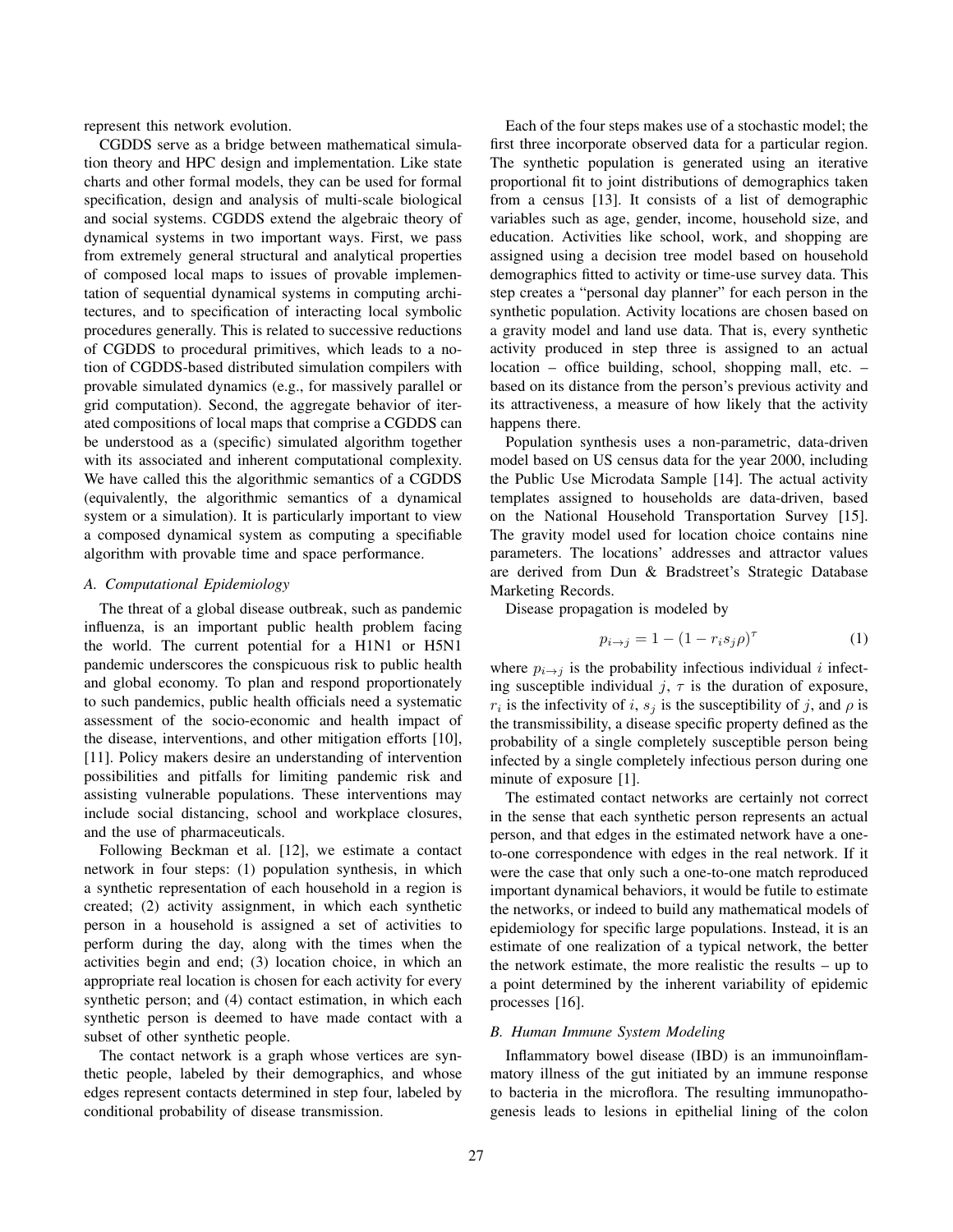represent this network evolution.

CGDDS serve as a bridge between mathematical simulation theory and HPC design and implementation. Like state charts and other formal models, they can be used for formal specification, design and analysis of multi-scale biological and social systems. CGDDS extend the algebraic theory of dynamical systems in two important ways. First, we pass from extremely general structural and analytical properties of composed local maps to issues of provable implementation of sequential dynamical systems in computing architectures, and to specification of interacting local symbolic procedures generally. This is related to successive reductions of CGDDS to procedural primitives, which leads to a notion of CGDDS-based distributed simulation compilers with provable simulated dynamics (e.g., for massively parallel or grid computation). Second, the aggregate behavior of iterated compositions of local maps that comprise a CGDDS can be understood as a (specific) simulated algorithm together with its associated and inherent computational complexity. We have called this the algorithmic semantics of a CGDDS (equivalently, the algorithmic semantics of a dynamical system or a simulation). It is particularly important to view a composed dynamical system as computing a specifiable algorithm with provable time and space performance.

### A. Computational Epidemiology

The threat of a global disease outbreak, such as pandemic influenza, is an important public health problem facing the world. The current potential for a H1N1 or H5N1 pandemic underscores the conspicuous risk to public health and global economy. To plan and respond proportionately to such pandemics, public health officials need a systematic assessment of the socio-economic and health impact of the disease, interventions, and other mitigation efforts [10], [11]. Policy makers desire an understanding of intervention possibilities and pitfalls for limiting pandemic risk and assisting vulnerable populations. These interventions may include social distancing, school and workplace closures, and the use of pharmaceuticals.

Following Beckman et al. [12], we estimate a contact network in four steps: (1) population synthesis, in which a synthetic representation of each household in a region is created; (2) activity assignment, in which each synthetic person in a household is assigned a set of activities to perform during the day, along with the times when the activities begin and end; (3) location choice, in which an appropriate real location is chosen for each activity for every synthetic person; and (4) contact estimation, in which each synthetic person is deemed to have made contact with a subset of other synthetic people.

The contact network is a graph whose vertices are synthetic people, labeled by their demographics, and whose edges represent contacts determined in step four, labeled by conditional probability of disease transmission.

Each of the four steps makes use of a stochastic model; the first three incorporate observed data for a particular region. The synthetic population is generated using an iterative proportional fit to joint distributions of demographics taken from a census [13]. It consists of a list of demographic variables such as age, gender, income, household size, and education. Activities like school, work, and shopping are assigned using a decision tree model based on household demographics fitted to activity or time-use survey data. This step creates a "personal day planner" for each person in the synthetic population. Activity locations are chosen based on a gravity model and land use data. That is, every synthetic activity produced in step three is assigned to an actual location – office building, school, shopping mall, etc. – based on its distance from the person's previous activity and its attractiveness, a measure of how likely that the activity happens there.

Population synthesis uses a non-parametric, data-driven model based on US census data for the year 2000, including the Public Use Microdata Sample [14]. The actual activity templates assigned to households are data-driven, based on the National Household Transportation Survey [15]. The gravity model used for location choice contains nine parameters. The locations' addresses and attractor values are derived from Dun & Bradstreet's Strategic Database Marketing Records.

Disease propagation is modeled by

$$p_{i \to j} = 1 - (1 - r_i s_j \rho)^{\tau} \tag{1}$$

where $p_{i \to j}$ is the probability infectious individual $i$ infecting susceptible individual $j$, $\tau$ is the duration of exposure, $r_i$ is the infectivity of $i$, $s_j$ is the susceptibility of $j$, and $\rho$ is the transmissibility, a disease specific property defined as the probability of a single completely susceptible person being infected by a single completely infectious person during one minute of exposure [1].

The estimated contact networks are certainly not correct in the sense that each synthetic person represents an actual person, and that edges in the estimated network have a one-to-one correspondence with edges in the real network. If it were the case that only such a one-to-one match reproduced important dynamical behaviors, it would be futile to estimate the networks, or indeed to build any mathematical models of epidemiology for specific large populations. Instead, it is an estimate of one realization of a typical network, the better the network estimate, the more realistic the results – up to a point determined by the inherent variability of epidemic processes [16].

### B. Human Immune System Modeling

Inflammatory bowel disease (IBD) is an immunoinflammatory illness of the gut initiated by an immune response to bacteria in the microflora. The resulting immunopathogenesis leads to lesions in epithelial lining of the colon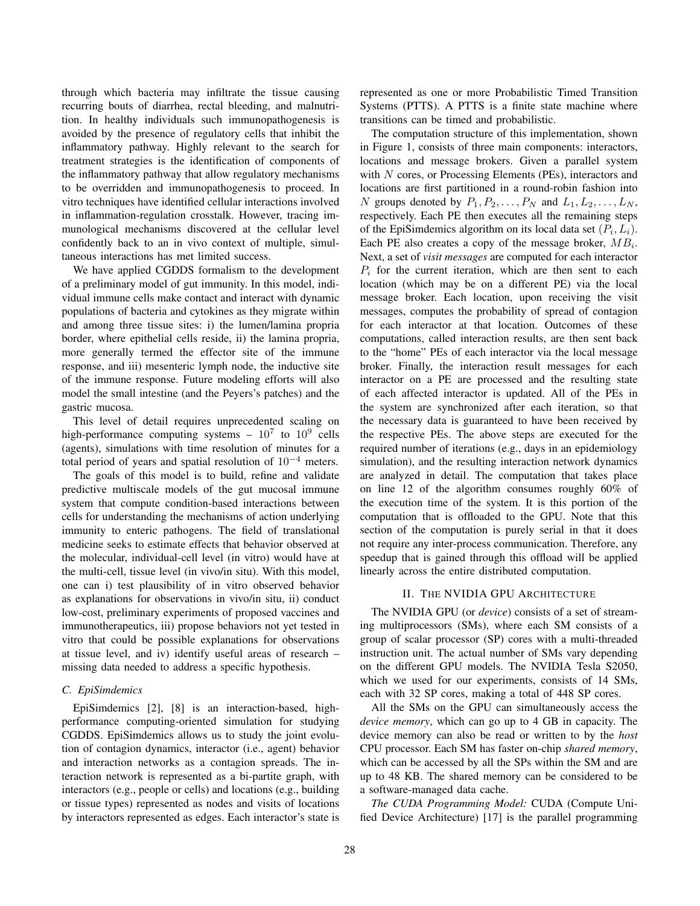through which bacteria may infiltrate the tissue causing recurring bouts of diarrhea, rectal bleeding, and malnutrition. In healthy individuals such immunopathogenesis is avoided by the presence of regulatory cells that inhibit the inflammatory pathway. Highly relevant to the search for treatment strategies is the identification of components of the inflammatory pathway that allow regulatory mechanisms to be overridden and immunopathogenesis to proceed. In vitro techniques have identified cellular interactions involved in inflammation-regulation crosstalk. However, tracing immunological mechanisms discovered at the cellular level confidently back to an in vivo context of multiple, simultaneous interactions has met limited success.

We have applied CGDDS formalism to the development of a preliminary model of gut immunity. In this model, individual immune cells make contact and interact with dynamic populations of bacteria and cytokines as they migrate within and among three tissue sites: i) the lumen/lamina propria border, where epithelial cells reside, ii) the lamina propria, more generally termed the effector site of the immune response, and iii) mesenteric lymph node, the inductive site of the immune response. Future modeling efforts will also model the small intestine (and the Peyers's patches) and the gastric mucosa.

This level of detail requires unprecedented scaling on high-performance computing systems – $10^7$ to $10^9$ cells (agents), simulations with time resolution of minutes for a total period of years and spatial resolution of $10^{-4}$ meters.

The goals of this model is to build, refine and validate predictive multiscale models of the gut mucosal immune system that compute condition-based interactions between cells for understanding the mechanisms of action underlying immunity to enteric pathogens. The field of translational medicine seeks to estimate effects that behavior observed at the molecular, individual-cell level (in vitro) would have at the multi-cell, tissue level (in vivo/in situ). With this model, one can i) test plausibility of in vitro observed behavior as explanations for observations in vivo/in situ, ii) conduct low-cost, preliminary experiments of proposed vaccines and immunotherapeutics, iii) propose behaviors not yet tested in vitro that could be possible explanations for observations at tissue level, and iv) identify useful areas of research – missing data needed to address a specific hypothesis.

### C. EpiSimdemics

EpiSimdemics [2], [8] is an interaction-based, high-performance computing-oriented simulation for studying CGDDS. EpiSimdemics allows us to study the joint evolution of contagion dynamics, interactor (i.e., agent) behavior and interaction networks as a contagion spreads. The interaction network is represented as a bi-partite graph, with interactors (e.g., people or cells) and locations (e.g., building or tissue types) represented as nodes and visits of locations by interactors represented as edges. Each interactor's state is represented as one or more Probabilistic Timed Transition Systems (PTTS). A PTTS is a finite state machine where transitions can be timed and probabilistic.

The computation structure of this implementation, shown in Figure 1, consists of three main components: interactors, locations and message brokers. Given a parallel system with $N$ cores, or Processing Elements (PEs), interactors and locations are first partitioned in a round-robin fashion into $N$ groups denoted by $P_1, P_2, \ldots, P_N$ and $L_1, L_2, \ldots, L_N$, respectively. Each PE then executes all the remaining steps of the EpiSimdemics algorithm on its local data set $(P_i, L_i)$. Each PE also creates a copy of the message broker, $MB_i$. Next, a set of *visit messages* are computed for each interactor $P_i$ for the current iteration, which are then sent to each location (which may be on a different PE) via the local message broker. Each location, upon receiving the visit messages, computes the probability of spread of contagion for each interactor at that location. Outcomes of these computations, called interaction results, are then sent back to the "home" PEs of each interactor via the local message broker. Finally, the interaction result messages for each interactor on a PE are processed and the resulting state of each affected interactor is updated. All of the PEs in the system are synchronized after each iteration, so that the necessary data is guaranteed to have been received by the respective PEs. The above steps are executed for the required number of iterations (e.g., days in an epidemiology simulation), and the resulting interaction network dynamics are analyzed in detail. The computation that takes place on line 12 of the algorithm consumes roughly 60% of the execution time of the system. It is this portion of the computation that is offloaded to the GPU. Note that this section of the computation is purely serial in that it does not require any inter-process communication. Therefore, any speedup that is gained through this offload will be applied linearly across the entire distributed computation.

## II. The NVIDIA GPU Architecture

The NVIDIA GPU (or *device*) consists of a set of streaming multiprocessors (SMs), where each SM consists of a group of scalar processor (SP) cores with a multi-threaded instruction unit. The actual number of SMs vary depending on the different GPU models. The NVIDIA Tesla S2050, which we used for our experiments, consists of 14 SMs, each with 32 SP cores, making a total of 448 SP cores.

All the SMs on the GPU can simultaneously access the *device memory*, which can go up to 4 GB in capacity. The device memory can also be read or written to by the *host* CPU processor. Each SM has faster on-chip *shared memory*, which can be accessed by all the SPs within the SM and are up to 48 KB. The shared memory can be considered to be a software-managed data cache.

*The CUDA Programming Model:* CUDA (Compute Unified Device Architecture) [17] is the parallel programming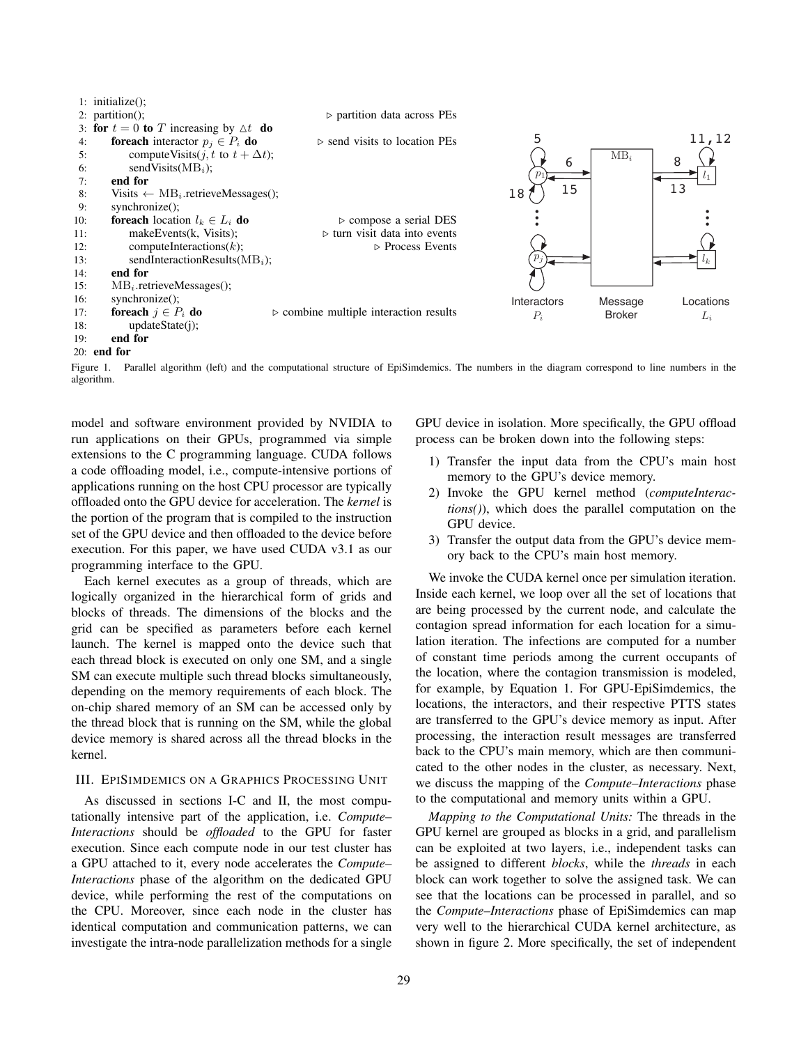```
1: initialize();
2: partition();                                  ▷ partition data across PEs
3: for t = 0 to T increasing by △t do
4:     foreach interactor p_j ∈ P_i do          ▷ send visits to location PEs
5:         computeVisits(j, t to t + Δt);
6:         sendVisits(MB_i);
7:     end for
8:     Visits ← MB_i.retrieveMessages();
9:     synchronize();
10:    foreach location l_k ∈ L_i do            ▷ compose a serial DES
11:        makeEvents(k, Visits);               ▷ turn visit data into events
12:        computeInteractions(k);              ▷ Process Events
13:        sendInteractionResults(MB_i);
14:    end for
15:    MB_i.retrieveMessages();
16:    synchronize();
17:    foreach j ∈ P_i do                       ▷ combine multiple interaction results
18:        updateState(j);
19:    end for
20: end for
```

Figure 1. Parallel algorithm (left) and the computational structure of EpiSimdemics. The numbers in the diagram correspond to line numbers in the algorithm.

model and software environment provided by NVIDIA to run applications on their GPUs, programmed via simple extensions to the C programming language. CUDA follows a code offloading model, i.e., compute-intensive portions of applications running on the host CPU processor are typically offloaded onto the GPU device for acceleration. The *kernel* is the portion of the program that is compiled to the instruction set of the GPU device and then offloaded to the device before execution. For this paper, we have used CUDA v3.1 as our programming interface to the GPU.

Each kernel executes as a group of threads, which are logically organized in the hierarchical form of grids and blocks of threads. The dimensions of the blocks and the grid can be specified as parameters before each kernel launch. The kernel is mapped onto the device such that each thread block is executed on only one SM, and a single SM can execute multiple such thread blocks simultaneously, depending on the memory requirements of each block. The on-chip shared memory of an SM can be accessed only by the thread block that is running on the SM, while the global device memory is shared across all the thread blocks in the kernel.

## III. EpiSimdemics on a Graphics Processing Unit

As discussed in sections I-C and II, the most computationally intensive part of the application, i.e. *Compute–Interactions* should be *offloaded* to the GPU for faster execution. Since each compute node in our test cluster has a GPU attached to it, every node accelerates the *Compute–Interactions* phase of the algorithm on the dedicated GPU device, while performing the rest of the computations on the CPU. Moreover, since each node in the cluster has identical computation and communication patterns, we can investigate the intra-node parallelization methods for a single GPU device in isolation. More specifically, the GPU offload process can be broken down into the following steps:

1) Transfer the input data from the CPU's main host memory to the GPU's device memory.
2) Invoke the GPU kernel method (*computeInteractions()*), which does the parallel computation on the GPU device.
3) Transfer the output data from the GPU's device memory back to the CPU's main host memory.

We invoke the CUDA kernel once per simulation iteration. Inside each kernel, we loop over all the set of locations that are being processed by the current node, and calculate the contagion spread information for each location for a simulation iteration. The infections are computed for a number of constant time periods among the current occupants of the location, where the contagion transmission is modeled, for example, by Equation 1. For GPU-EpiSimdemics, the locations, the interactors, and their respective PTTS states are transferred to the GPU's device memory as input. After processing, the interaction result messages are transferred back to the CPU's main memory, which are then communicated to the other nodes in the cluster, as necessary. Next, we discuss the mapping of the *Compute–Interactions* phase to the computational and memory units within a GPU.

*Mapping to the Computational Units:* The threads in the GPU kernel are grouped as blocks in a grid, and parallelism can be exploited at two layers, i.e., independent tasks can be assigned to different *blocks*, while the *threads* in each block can work together to solve the assigned task. We can see that the locations can be processed in parallel, and so the *Compute–Interactions* phase of EpiSimdemics can map very well to the hierarchical CUDA kernel architecture, as shown in figure 2. More specifically, the set of independent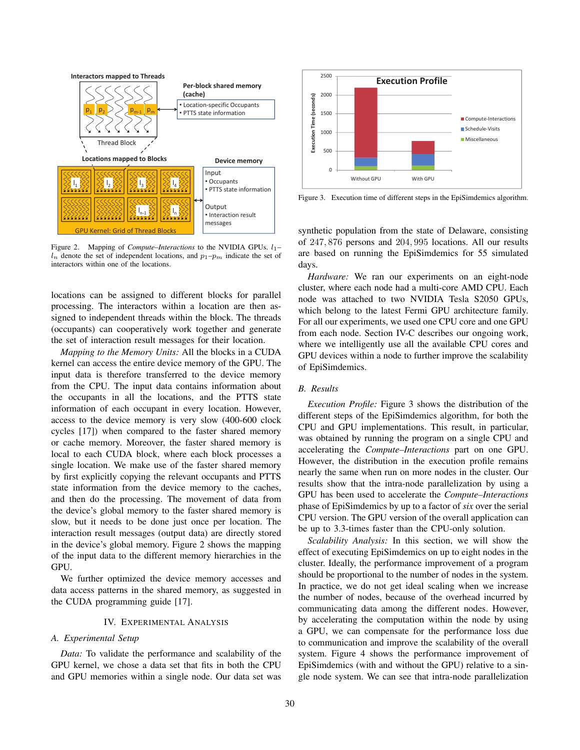Figure 2. Mapping of *Compute–Interactions* to the NVIDIA GPUs. $l_1$–$l_n$ denote the set of independent locations, and $p_1$–$p_m$ indicate the set of interactors within one of the locations.

locations can be assigned to different blocks for parallel processing. The interactors within a location are then assigned to independent threads within the block. The threads (occupants) can cooperatively work together and generate the set of interaction result messages for their location.

*Mapping to the Memory Units:* All the blocks in a CUDA kernel can access the entire device memory of the GPU. The input data is therefore transferred to the device memory from the CPU. The input data contains information about the occupants in all the locations, and the PTTS state information of each occupant in every location. However, access to the device memory is very slow (400-600 clock cycles [17]) when compared to the faster shared memory or cache memory. Moreover, the faster shared memory is local to each CUDA block, where each block processes a single location. We make use of the faster shared memory by first explicitly copying the relevant occupants and PTTS state information from the device memory to the caches, and then do the processing. The movement of data from the device's global memory to the faster shared memory is slow, but it needs to be done just once per location. The interaction result messages (output data) are directly stored in the device's global memory. Figure 2 shows the mapping of the input data to the different memory hierarchies in the GPU.

We further optimized the device memory accesses and data access patterns in the shared memory, as suggested in the CUDA programming guide [17].

## IV. Experimental Analysis

### A. Experimental Setup

*Data:* To validate the performance and scalability of the GPU kernel, we chose a data set that fits in both the CPU and GPU memories within a single node. Our data set was synthetic population from the state of Delaware, consisting of 247,876 persons and 204,995 locations. All our results are based on running the EpiSimdemics for 55 simulated days.

*Hardware:* We ran our experiments on an eight-node cluster, where each node had a multi-core AMD CPU. Each node was attached to two NVIDIA Tesla S2050 GPUs, which belong to the latest Fermi GPU architecture family. For all our experiments, we used one CPU core and one GPU from each node. Section IV-C describes our ongoing work, where we intelligently use all the available CPU cores and GPU devices within a node to further improve the scalability of EpiSimdemics.

Figure 3. Execution time of different steps in the EpiSimdemics algorithm.

### B. Results

*Execution Profile:* Figure 3 shows the distribution of the different steps of the EpiSimdemics algorithm, for both the CPU and GPU implementations. This result, in particular, was obtained by running the program on a single CPU and accelerating the *Compute–Interactions* part on one GPU. However, the distribution in the execution profile remains nearly the same when run on more nodes in the cluster. Our results show that the intra-node parallelization by using a GPU has been used to accelerate the *Compute–Interactions* phase of EpiSimdemics by up to a factor of *six* over the serial CPU version. The GPU version of the overall application can be up to 3.3-times faster than the CPU-only solution.

*Scalability Analysis:* In this section, we will show the effect of executing EpiSimdemics on up to eight nodes in the cluster. Ideally, the performance improvement of a program should be proportional to the number of nodes in the system. In practice, we do not get ideal scaling when we increase the number of nodes, because of the overhead incurred by communicating data among the different nodes. However, by accelerating the computation within the node by using a GPU, we can compensate for the performance loss due to communication and improve the scalability of the overall system. Figure 4 shows the performance improvement of EpiSimdemics (with and without the GPU) relative to a single node system. We can see that intra-node parallelization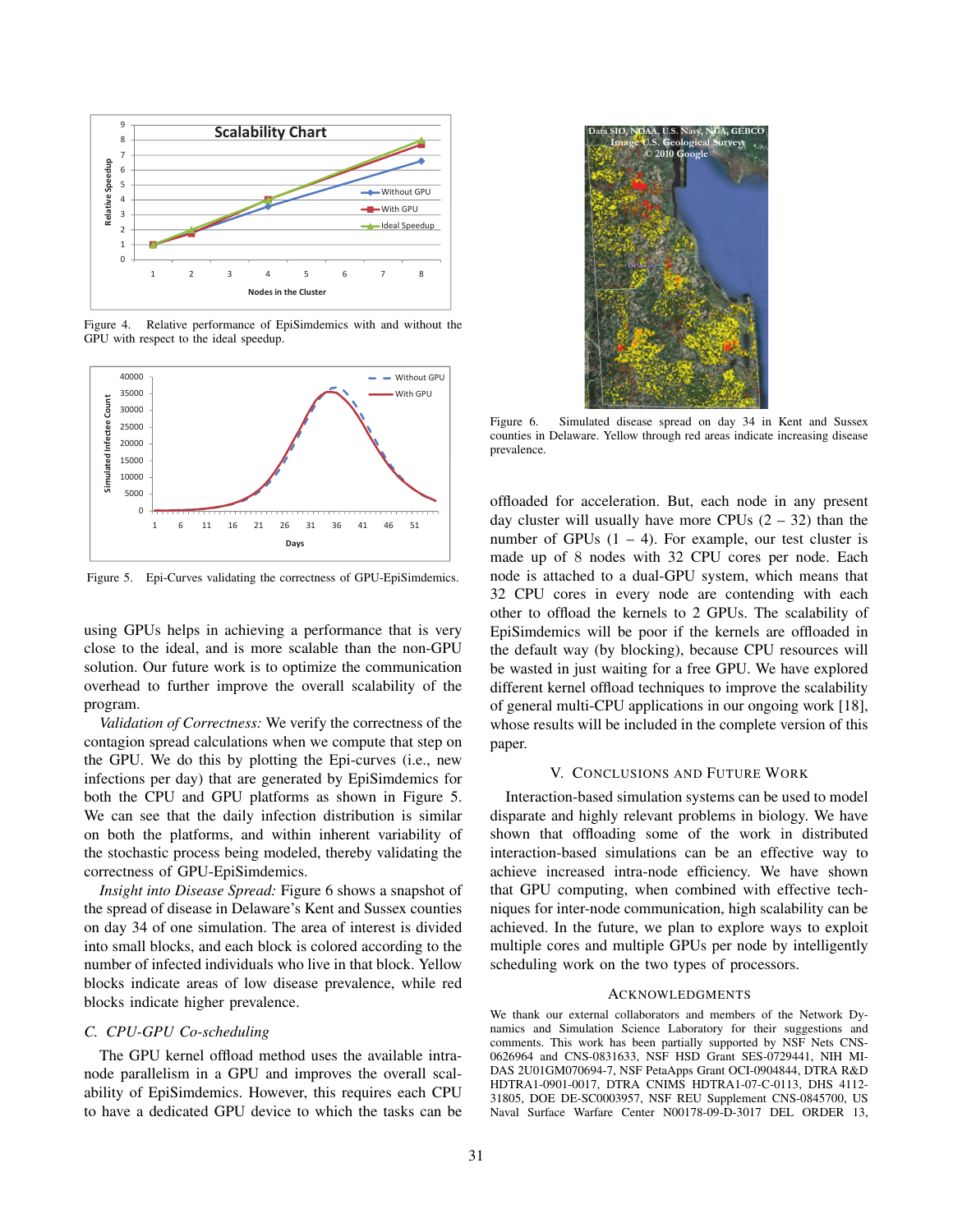Figure 4. Relative performance of EpiSimdemics with and without the GPU with respect to the ideal speedup.

Figure 5. Epi-Curves validating the correctness of GPU-EpiSimdemics.

using GPUs helps in achieving a performance that is very close to the ideal, and is more scalable than the non-GPU solution. Our future work is to optimize the communication overhead to further improve the overall scalability of the program.

*Validation of Correctness:* We verify the correctness of the contagion spread calculations when we compute that step on the GPU. We do this by plotting the Epi-curves (i.e., new infections per day) that are generated by EpiSimdemics for both the CPU and GPU platforms as shown in Figure 5. We can see that the daily infection distribution is similar on both the platforms, and within inherent variability of the stochastic process being modeled, thereby validating the correctness of GPU-EpiSimdemics.

*Insight into Disease Spread:* Figure 6 shows a snapshot of the spread of disease in Delaware's Kent and Sussex counties on day 34 of one simulation. The area of interest is divided into small blocks, and each block is colored according to the number of infected individuals who live in that block. Yellow blocks indicate areas of low disease prevalence, while red blocks indicate higher prevalence.

### C. CPU-GPU Co-scheduling

The GPU kernel offload method uses the available intra-node parallelism in a GPU and improves the overall scalability of EpiSimdemics. However, this requires each CPU to have a dedicated GPU device to which the tasks can be

Figure 6. Simulated disease spread on day 34 in Kent and Sussex counties in Delaware. Yellow through red areas indicate increasing disease prevalence.

offloaded for acceleration. But, each node in any present day cluster will usually have more CPUs (2 – 32) than the number of GPUs (1 – 4). For example, our test cluster is made up of 8 nodes with 32 CPU cores per node. Each node is attached to a dual-GPU system, which means that 32 CPU cores in every node are contending with each other to offload the kernels to 2 GPUs. The scalability of EpiSimdemics will be poor if the kernels are offloaded in the default way (by blocking), because CPU resources will be wasted in just waiting for a free GPU. We have explored different kernel offload techniques to improve the scalability of general multi-CPU applications in our ongoing work [18], whose results will be included in the complete version of this paper.

## V. Conclusions and Future Work

Interaction-based simulation systems can be used to model disparate and highly relevant problems in biology. We have shown that offloading some of the work in distributed interaction-based simulations can be an effective way to achieve increased intra-node efficiency. We have shown that GPU computing, when combined with effective techniques for inter-node communication, high scalability can be achieved. In the future, we plan to explore ways to exploit multiple cores and multiple GPUs per node by intelligently scheduling work on the two types of processors.

## Acknowledgments

We thank our external collaborators and members of the Network Dynamics and Simulation Science Laboratory for their suggestions and comments. This work has been partially supported by NSF Nets CNS-0626964 and CNS-0831633, NSF HSD Grant SES-0729441, NIH MIDAS 2U01GM070694-7, NSF PetaApps Grant OCI-0904844, DTRA R&D HDTRA1-0901-0017, DTRA CNIMS HDTRA1-07-C-0113, DHS 4112-31805, DOE DE-SC0003957, NSF REU Supplement CNS-0845700, US Naval Surface Warfare Center N00178-09-D-3017 DEL ORDER 13,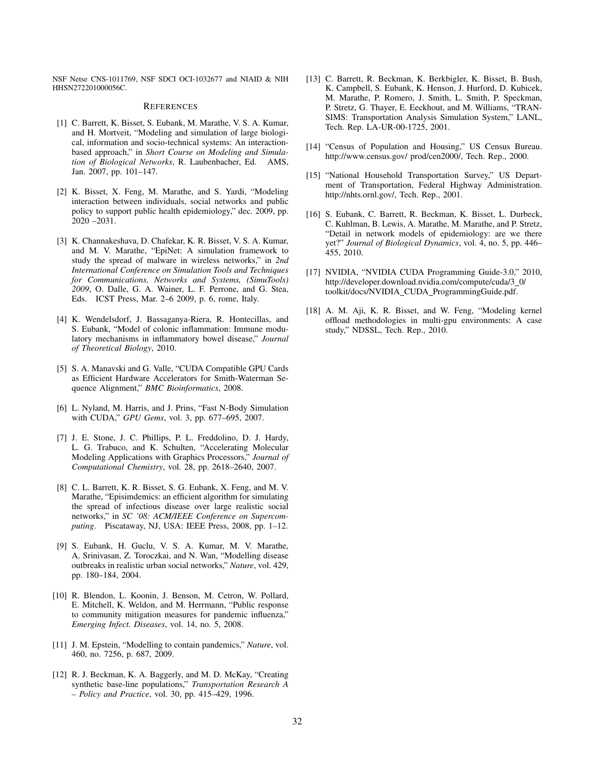NSF Netse CNS-1011769, NSF SDCI OCI-1032677 and NIAID & NIH HHSN272201000056C.

## REFERENCES

[1] C. Barrett, K. Bisset, S. Eubank, M. Marathe, V. S. A. Kumar, and H. Mortveit, "Modeling and simulation of large biological, information and socio-technical systems: An interaction-based approach," in *Short Course on Modeling and Simulation of Biological Networks*, R. Laubenbacher, Ed. AMS, Jan. 2007, pp. 101–147.

[2] K. Bisset, X. Feng, M. Marathe, and S. Yardi, "Modeling interaction between individuals, social networks and public policy to support public health epidemiology," dec. 2009, pp. 2020 –2031.

[3] K. Channakeshava, D. Chafekar, K. R. Bisset, V. S. A. Kumar, and M. V. Marathe, "EpiNet: A simulation framework to study the spread of malware in wireless networks," in *2nd International Conference on Simulation Tools and Techniques for Communications, Networks and Systems, (SimuTools) 2009*, O. Dalle, G. A. Wainer, L. F. Perrone, and G. Stea, Eds. ICST Press, Mar. 2–6 2009, p. 6, rome, Italy.

[4] K. Wendelsdorf, J. Bassaganya-Riera, R. Hontecillas, and S. Eubank, "Model of colonic inflammation: Immune modulatory mechanisms in inflammatory bowel disease," *Journal of Theoretical Biology*, 2010.

[5] S. A. Manavski and G. Valle, "CUDA Compatible GPU Cards as Efficient Hardware Accelerators for Smith-Waterman Sequence Alignment," *BMC Bioinformatics*, 2008.

[6] L. Nyland, M. Harris, and J. Prins, "Fast N-Body Simulation with CUDA," *GPU Gems*, vol. 3, pp. 677–695, 2007.

[7] J. E. Stone, J. C. Phillips, P. L. Freddolino, D. J. Hardy, L. G. Trabuco, and K. Schulten, "Accelerating Molecular Modeling Applications with Graphics Processors," *Journal of Computational Chemistry*, vol. 28, pp. 2618–2640, 2007.

[8] C. L. Barrett, K. R. Bisset, S. G. Eubank, X. Feng, and M. V. Marathe, "Episimdemics: an efficient algorithm for simulating the spread of infectious disease over large realistic social networks," in *SC '08: ACM/IEEE Conference on Supercomputing*. Piscataway, NJ, USA: IEEE Press, 2008, pp. 1–12.

[9] S. Eubank, H. Guclu, V. S. A. Kumar, M. V. Marathe, A. Srinivasan, Z. Toroczkai, and N. Wan, "Modelling disease outbreaks in realistic urban social networks," *Nature*, vol. 429, pp. 180–184, 2004.

[10] R. Blendon, L. Koonin, J. Benson, M. Cetron, W. Pollard, E. Mitchell, K. Weldon, and M. Herrmann, "Public response to community mitigation measures for pandemic influenza," *Emerging Infect. Diseases*, vol. 14, no. 5, 2008.

[11] J. M. Epstein, "Modelling to contain pandemics," *Nature*, vol. 460, no. 7256, p. 687, 2009.

[12] R. J. Beckman, K. A. Baggerly, and M. D. McKay, "Creating synthetic base-line populations," *Transportation Research A – Policy and Practice*, vol. 30, pp. 415–429, 1996.

[13] C. Barrett, R. Beckman, K. Berkbigler, K. Bisset, B. Bush, K. Campbell, S. Eubank, K. Henson, J. Hurford, D. Kubicek, M. Marathe, P. Romero, J. Smith, L. Smith, P. Speckman, P. Stretz, G. Thayer, E. Eeckhout, and M. Williams, "TRANSIMS: Transportation Analysis Simulation System," LANL, Tech. Rep. LA-UR-00-1725, 2001.

[14] "Census of Population and Housing," US Census Bureau. http://www.census.gov/ prod/cen2000/, Tech. Rep., 2000.

[15] "National Household Transportation Survey," US Department of Transportation, Federal Highway Administration. http://nhts.ornl.gov/, Tech. Rep., 2001.

[16] S. Eubank, C. Barrett, R. Beckman, K. Bisset, L. Durbeck, C. Kuhlman, B. Lewis, A. Marathe, M. Marathe, and P. Stretz, "Detail in network models of epidemiology: are we there yet?" *Journal of Biological Dynamics*, vol. 4, no. 5, pp. 446–455, 2010.

[17] NVIDIA, "NVIDIA CUDA Programming Guide-3.0," 2010, http://developer.download.nvidia.com/compute/cuda/3_0/toolkit/docs/NVIDIA_CUDA_ProgrammingGuide.pdf.

[18] A. M. Aji, K. R. Bisset, and W. Feng, "Modeling kernel offload methodologies in multi-gpu environments: A case study," NDSSL, Tech. Rep., 2010.